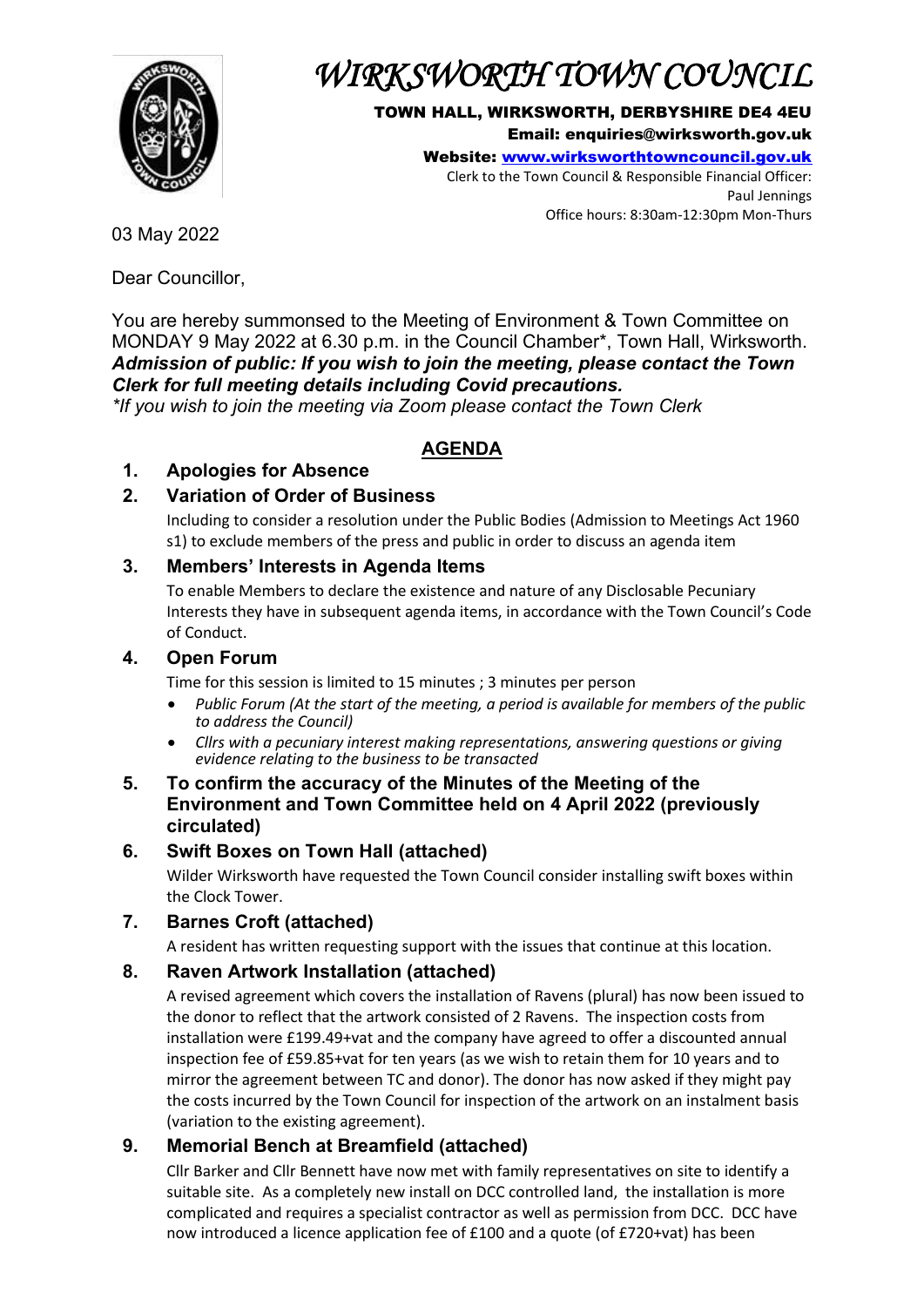# *WIRKSWORTH TOWN COUNCIL*

**TOWN HALL, WIRKSWORTH, DERBYSHIRE DE4 4EU**
**Email: enquiries@wirksworth.gov.uk**
**Website: [www.wirksworthtowncouncil.gov.uk](www.wirksworthtowncouncil.gov.uk)**
Clerk to the Town Council & Responsible Financial Officer:
Paul Jennings
Office hours: 8:30am-12:30pm Mon-Thurs

03 May 2022

Dear Councillor,

You are hereby summonsed to the Meeting of Environment & Town Committee on MONDAY 9 May 2022 at 6.30 p.m. in the Council Chamber*, Town Hall, Wirksworth.
***Admission of public: If you wish to join the meeting, please contact the Town Clerk for full meeting details including Covid precautions.***
**If you wish to join the meeting via Zoom please contact the Town Clerk*

## AGENDA

### 1. Apologies for Absence

### 2. Variation of Order of Business

Including to consider a resolution under the Public Bodies (Admission to Meetings Act 1960 s1) to exclude members of the press and public in order to discuss an agenda item

### 3. Members' Interests in Agenda Items

To enable Members to declare the existence and nature of any Disclosable Pecuniary Interests they have in subsequent agenda items, in accordance with the Town Council's Code of Conduct.

### 4. Open Forum

Time for this session is limited to 15 minutes ; 3 minutes per person

- *Public Forum (At the start of the meeting, a period is available for members of the public to address the Council)*
- *Cllrs with a pecuniary interest making representations, answering questions or giving evidence relating to the business to be transacted*

### 5. To confirm the accuracy of the Minutes of the Meeting of the Environment and Town Committee held on 4 April 2022 (previously circulated)

### 6. Swift Boxes on Town Hall (attached)

Wilder Wirksworth have requested the Town Council consider installing swift boxes within the Clock Tower.

### 7. Barnes Croft (attached)

A resident has written requesting support with the issues that continue at this location.

### 8. Raven Artwork Installation (attached)

A revised agreement which covers the installation of Ravens (plural) has now been issued to the donor to reflect that the artwork consisted of 2 Ravens. The inspection costs from installation were £199.49+vat and the company have agreed to offer a discounted annual inspection fee of £59.85+vat for ten years (as we wish to retain them for 10 years and to mirror the agreement between TC and donor). The donor has now asked if they might pay the costs incurred by the Town Council for inspection of the artwork on an instalment basis (variation to the existing agreement).

### 9. Memorial Bench at Breamfield (attached)

Cllr Barker and Cllr Bennett have now met with family representatives on site to identify a suitable site. As a completely new install on DCC controlled land, the installation is more complicated and requires a specialist contractor as well as permission from DCC. DCC have now introduced a licence application fee of £100 and a quote (of £720+vat) has been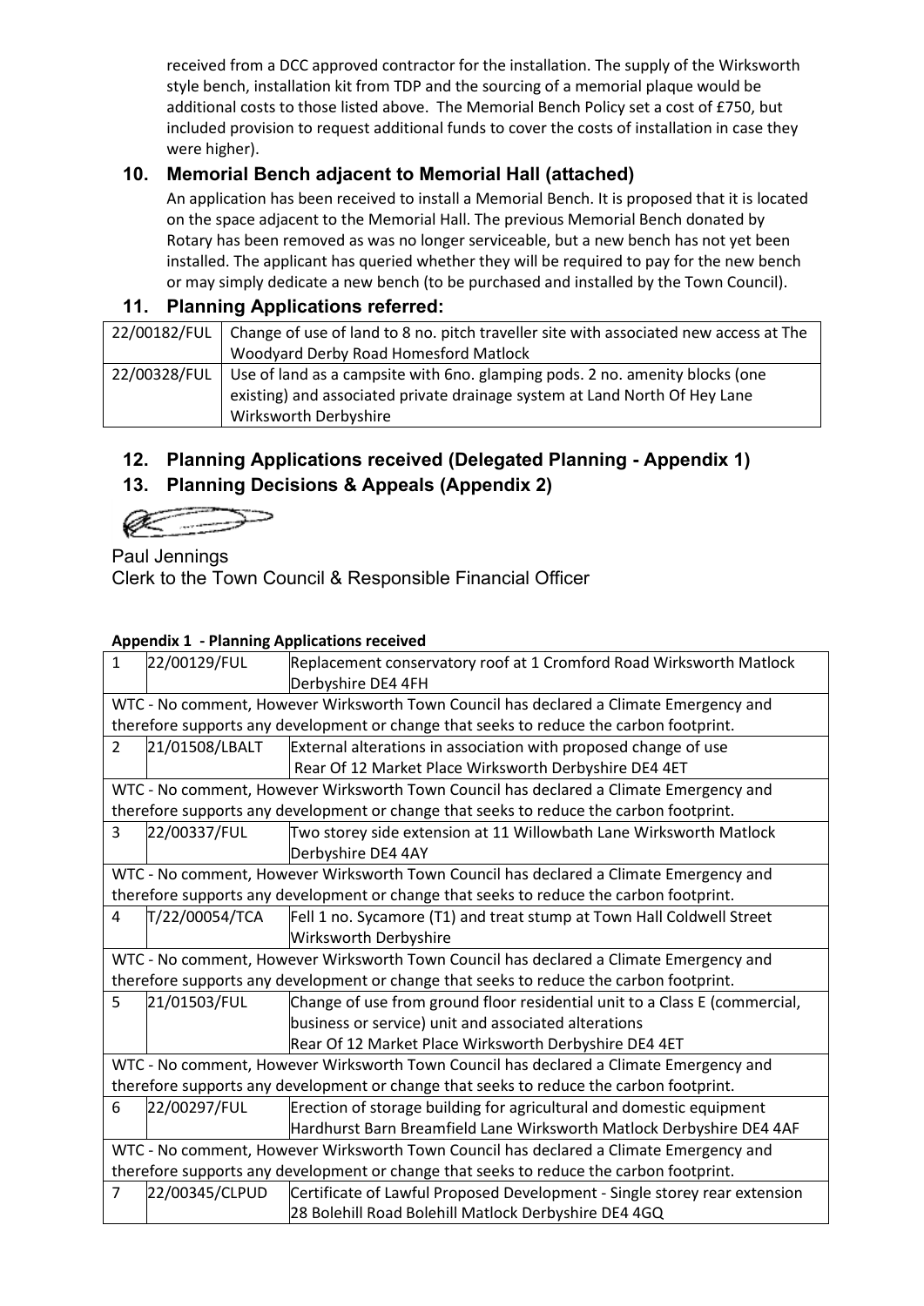received from a DCC approved contractor for the installation. The supply of the Wirksworth style bench, installation kit from TDP and the sourcing of a memorial plaque would be additional costs to those listed above. The Memorial Bench Policy set a cost of £750, but included provision to request additional funds to cover the costs of installation in case they were higher).

## 10. Memorial Bench adjacent to Memorial Hall (attached)

An application has been received to install a Memorial Bench. It is proposed that it is located on the space adjacent to the Memorial Hall. The previous Memorial Bench donated by Rotary has been removed as was no longer serviceable, but a new bench has not yet been installed. The applicant has queried whether they will be required to pay for the new bench or may simply dedicate a new bench (to be purchased and installed by the Town Council).

## 11. Planning Applications referred:

| 22/00182/FUL | Change of use of land to 8 no. pitch traveller site with associated new access at The Woodyard Derby Road Homesford Matlock |
|---|---|
| 22/00328/FUL | Use of land as a campsite with 6no. glamping pods. 2 no. amenity blocks (one existing) and associated private drainage system at Land North Of Hey Lane Wirksworth Derbyshire |

## 12. Planning Applications received (Delegated Planning - Appendix 1)

## 13. Planning Decisions & Appeals (Appendix 2)

Paul Jennings
Clerk to the Town Council & Responsible Financial Officer

**Appendix 1 - Planning Applications received**

| | | |
|---|---|---|
| 1 | 22/00129/FUL | Replacement conservatory roof at 1 Cromford Road Wirksworth Matlock Derbyshire DE4 4FH |
| WTC - No comment, However Wirksworth Town Council has declared a Climate Emergency and therefore supports any development or change that seeks to reduce the carbon footprint. | | |
| 2 | 21/01508/LBALT | External alterations in association with proposed change of use Rear Of 12 Market Place Wirksworth Derbyshire DE4 4ET |
| WTC - No comment, However Wirksworth Town Council has declared a Climate Emergency and therefore supports any development or change that seeks to reduce the carbon footprint. | | |
| 3 | 22/00337/FUL | Two storey side extension at 11 Willowbath Lane Wirksworth Matlock Derbyshire DE4 4AY |
| WTC - No comment, However Wirksworth Town Council has declared a Climate Emergency and therefore supports any development or change that seeks to reduce the carbon footprint. | | |
| 4 | T/22/00054/TCA | Fell 1 no. Sycamore (T1) and treat stump at Town Hall Coldwell Street Wirksworth Derbyshire |
| WTC - No comment, However Wirksworth Town Council has declared a Climate Emergency and therefore supports any development or change that seeks to reduce the carbon footprint. | | |
| 5 | 21/01503/FUL | Change of use from ground floor residential unit to a Class E (commercial, business or service) unit and associated alterations Rear Of 12 Market Place Wirksworth Derbyshire DE4 4ET |
| WTC - No comment, However Wirksworth Town Council has declared a Climate Emergency and therefore supports any development or change that seeks to reduce the carbon footprint. | | |
| 6 | 22/00297/FUL | Erection of storage building for agricultural and domestic equipment Hardhurst Barn Breamfield Lane Wirksworth Matlock Derbyshire DE4 4AF |
| WTC - No comment, However Wirksworth Town Council has declared a Climate Emergency and therefore supports any development or change that seeks to reduce the carbon footprint. | | |
| 7 | 22/00345/CLPUD | Certificate of Lawful Proposed Development - Single storey rear extension 28 Bolehill Road Bolehill Matlock Derbyshire DE4 4GQ |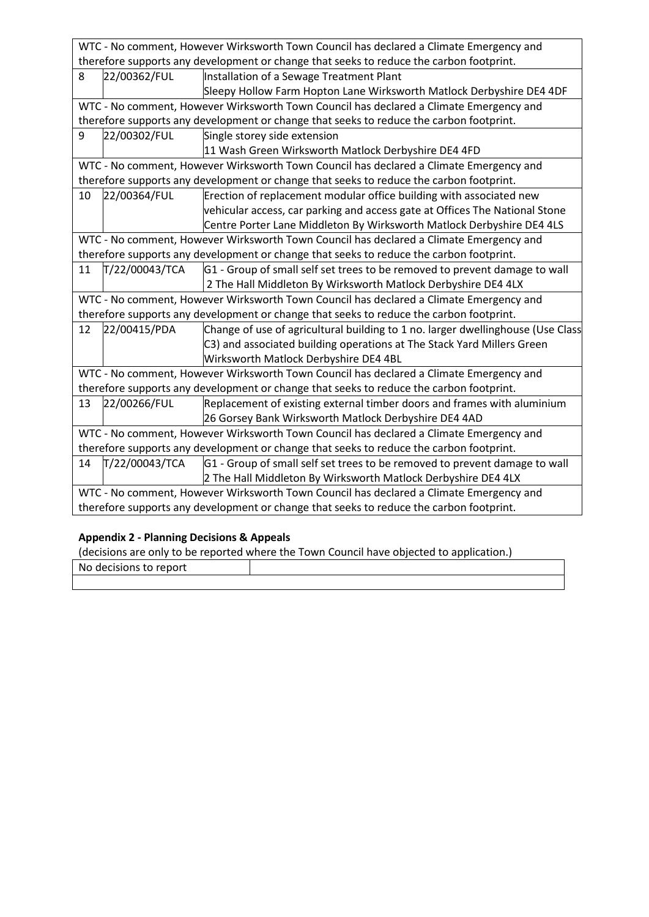| | | |
|---|---|---|
| WTC - No comment, However Wirksworth Town Council has declared a Climate Emergency and therefore supports any development or change that seeks to reduce the carbon footprint. | | |
| 8 | 22/00362/FUL | Installation of a Sewage Treatment Plant<br>Sleepy Hollow Farm Hopton Lane Wirksworth Matlock Derbyshire DE4 4DF |
| WTC - No comment, However Wirksworth Town Council has declared a Climate Emergency and therefore supports any development or change that seeks to reduce the carbon footprint. | | |
| 9 | 22/00302/FUL | Single storey side extension<br>11 Wash Green Wirksworth Matlock Derbyshire DE4 4FD |
| WTC - No comment, However Wirksworth Town Council has declared a Climate Emergency and therefore supports any development or change that seeks to reduce the carbon footprint. | | |
| 10 | 22/00364/FUL | Erection of replacement modular office building with associated new vehicular access, car parking and access gate at Offices The National Stone Centre Porter Lane Middleton By Wirksworth Matlock Derbyshire DE4 4LS |
| WTC - No comment, However Wirksworth Town Council has declared a Climate Emergency and therefore supports any development or change that seeks to reduce the carbon footprint. | | |
| 11 | T/22/00043/TCA | G1 - Group of small self set trees to be removed to prevent damage to wall<br>2 The Hall Middleton By Wirksworth Matlock Derbyshire DE4 4LX |
| WTC - No comment, However Wirksworth Town Council has declared a Climate Emergency and therefore supports any development or change that seeks to reduce the carbon footprint. | | |
| 12 | 22/00415/PDA | Change of use of agricultural building to 1 no. larger dwellinghouse (Use Class C3) and associated building operations at The Stack Yard Millers Green Wirksworth Matlock Derbyshire DE4 4BL |
| WTC - No comment, However Wirksworth Town Council has declared a Climate Emergency and therefore supports any development or change that seeks to reduce the carbon footprint. | | |
| 13 | 22/00266/FUL | Replacement of existing external timber doors and frames with aluminium<br>26 Gorsey Bank Wirksworth Matlock Derbyshire DE4 4AD |
| WTC - No comment, However Wirksworth Town Council has declared a Climate Emergency and therefore supports any development or change that seeks to reduce the carbon footprint. | | |
| 14 | T/22/00043/TCA | G1 - Group of small self set trees to be removed to prevent damage to wall<br>2 The Hall Middleton By Wirksworth Matlock Derbyshire DE4 4LX |
| WTC - No comment, However Wirksworth Town Council has declared a Climate Emergency and therefore supports any development or change that seeks to reduce the carbon footprint. | | |

**Appendix 2 - Planning Decisions & Appeals**

(decisions are only to be reported where the Town Council have objected to application.)

| | |
|---|---|
| No decisions to report | |
| | |